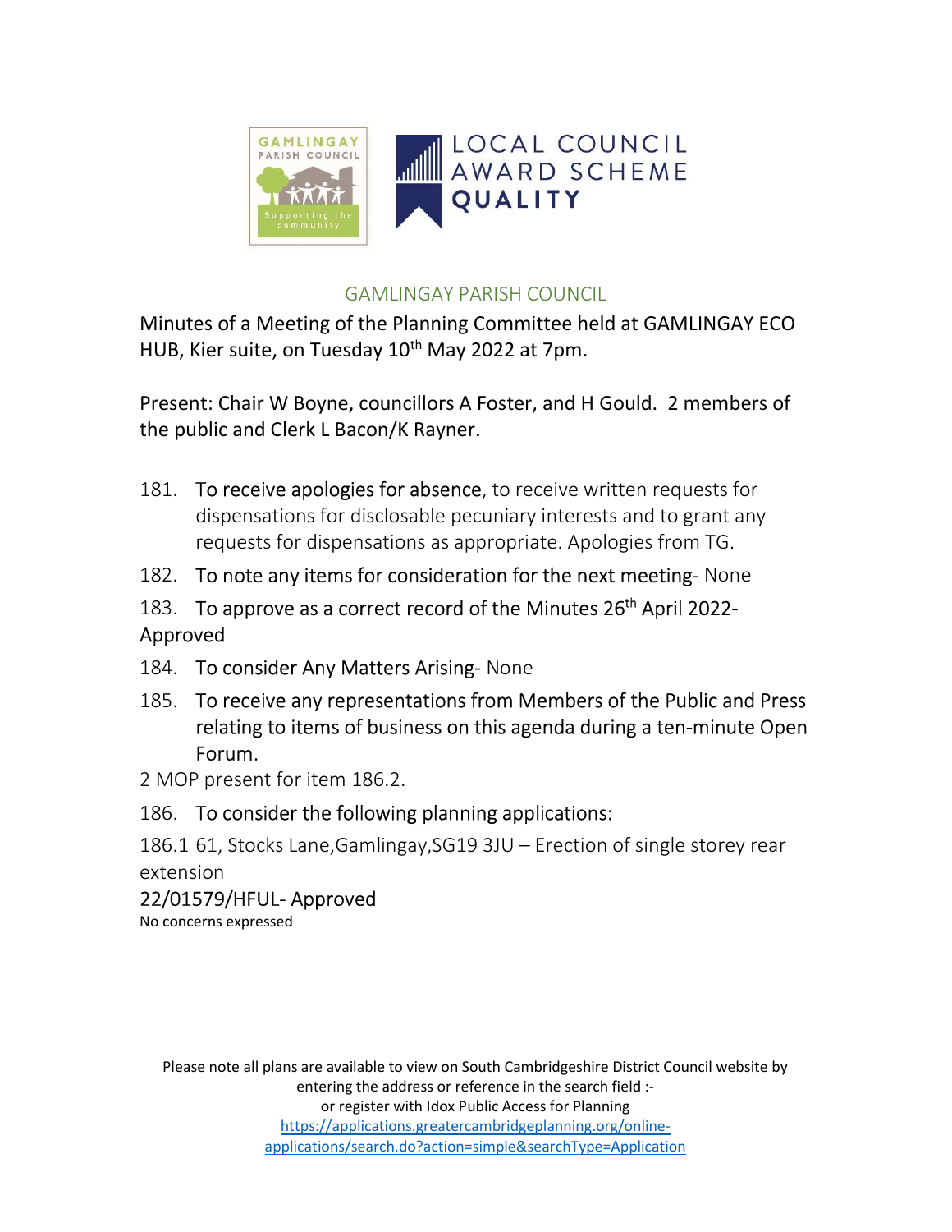## GAMLINGAY PARISH COUNCIL

Minutes of a Meeting of the Planning Committee held at GAMLINGAY ECO HUB, Kier suite, on Tuesday 10th May 2022 at 7pm.

Present: Chair W Boyne, councillors A Foster, and H Gould. 2 members of the public and Clerk L Bacon/K Rayner.

181. To receive apologies for absence, to receive written requests for dispensations for disclosable pecuniary interests and to grant any requests for dispensations as appropriate. Apologies from TG.

182. To note any items for consideration for the next meeting- None

183. To approve as a correct record of the Minutes 26th April 2022- Approved

184. To consider Any Matters Arising- None

185. To receive any representations from Members of the Public and Press relating to items of business on this agenda during a ten-minute Open Forum.

2 MOP present for item 186.2.

186. To consider the following planning applications:

186.1 61, Stocks Lane,Gamlingay,SG19 3JU – Erection of single storey rear extension

22/01579/HFUL- Approved

No concerns expressed

Please note all plans are available to view on South Cambridgeshire District Council website by entering the address or reference in the search field :- or register with Idox Public Access for Planning https://applications.greatercambridgeplanning.org/online-applications/search.do?action=simple&searchType=Application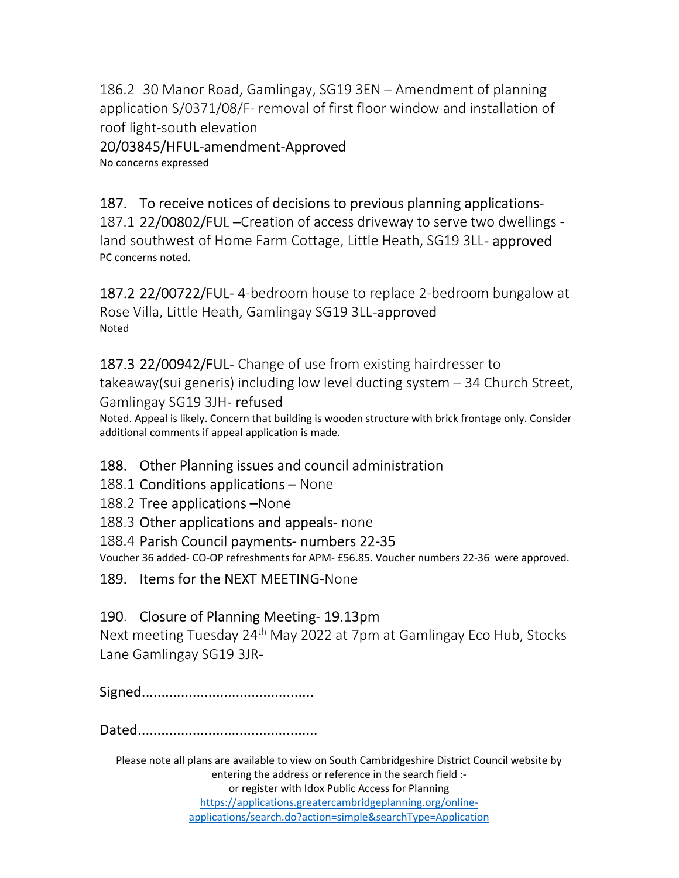186.2 30 Manor Road, Gamlingay, SG19 3EN – Amendment of planning application S/0371/08/F- removal of first floor window and installation of roof light-south elevation

20/03845/HFUL-amendment-Approved

No concerns expressed

## 187. To receive notices of decisions to previous planning applications-

187.1 22/00802/FUL –Creation of access driveway to serve two dwellings - land southwest of Home Farm Cottage, Little Heath, SG19 3LL- approved

PC concerns noted.

187.2 22/00722/FUL- 4-bedroom house to replace 2-bedroom bungalow at Rose Villa, Little Heath, Gamlingay SG19 3LL-approved

Noted

187.3 22/00942/FUL- Change of use from existing hairdresser to takeaway(sui generis) including low level ducting system – 34 Church Street, Gamlingay SG19 3JH- refused

Noted. Appeal is likely. Concern that building is wooden structure with brick frontage only. Consider additional comments if appeal application is made.

## 188. Other Planning issues and council administration

188.1 Conditions applications – None

188.2 Tree applications –None

188.3 Other applications and appeals- none

188.4 Parish Council payments- numbers 22-35

Voucher 36 added- CO-OP refreshments for APM- £56.85. Voucher numbers 22-36 were approved.

## 189. Items for the NEXT MEETING-None

## 190. Closure of Planning Meeting- 19.13pm

Next meeting Tuesday 24th May 2022 at 7pm at Gamlingay Eco Hub, Stocks Lane Gamlingay SG19 3JR-

Signed...........................................

Dated.............................................

Please note all plans are available to view on South Cambridgeshire District Council website by entering the address or reference in the search field :-
or register with Idox Public Access for Planning
https://applications.greatercambridgeplanning.org/online-applications/search.do?action=simple&searchType=Application